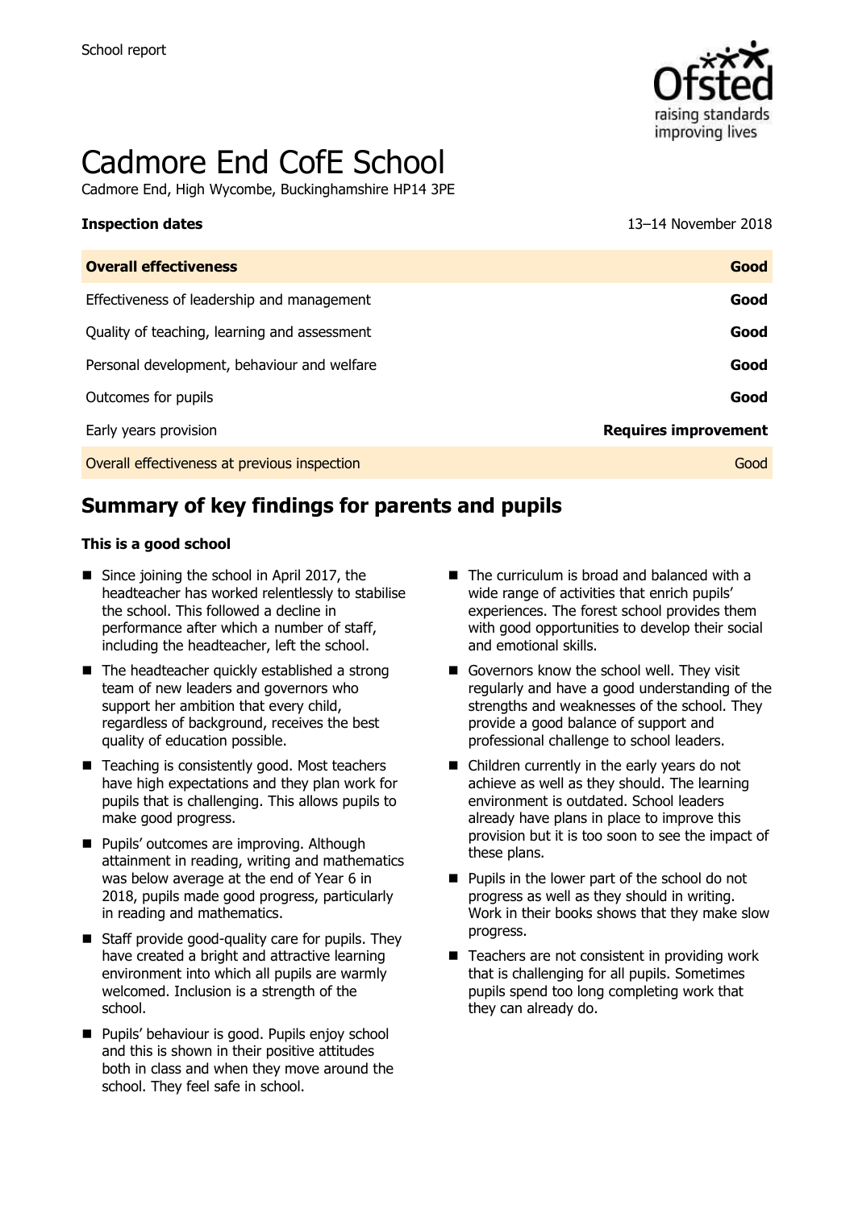School report

# Cadmore End CofE School

Cadmore End, High Wycombe, Buckinghamshire HP14 3PE

| **Inspection dates** | 13–14 November 2018 |
|---|---|
| **Overall effectiveness** | **Good** |
| Effectiveness of leadership and management | **Good** |
| Quality of teaching, learning and assessment | **Good** |
| Personal development, behaviour and welfare | **Good** |
| Outcomes for pupils | **Good** |
| Early years provision | **Requires improvement** |
| Overall effectiveness at previous inspection | Good |

## Summary of key findings for parents and pupils

### This is a good school

- Since joining the school in April 2017, the headteacher has worked relentlessly to stabilise the school. This followed a decline in performance after which a number of staff, including the headteacher, left the school.
- The headteacher quickly established a strong team of new leaders and governors who support her ambition that every child, regardless of background, receives the best quality of education possible.
- Teaching is consistently good. Most teachers have high expectations and they plan work for pupils that is challenging. This allows pupils to make good progress.
- Pupils' outcomes are improving. Although attainment in reading, writing and mathematics was below average at the end of Year 6 in 2018, pupils made good progress, particularly in reading and mathematics.
- Staff provide good-quality care for pupils. They have created a bright and attractive learning environment into which all pupils are warmly welcomed. Inclusion is a strength of the school.
- Pupils' behaviour is good. Pupils enjoy school and this is shown in their positive attitudes both in class and when they move around the school. They feel safe in school.
- The curriculum is broad and balanced with a wide range of activities that enrich pupils' experiences. The forest school provides them with good opportunities to develop their social and emotional skills.
- Governors know the school well. They visit regularly and have a good understanding of the strengths and weaknesses of the school. They provide a good balance of support and professional challenge to school leaders.
- Children currently in the early years do not achieve as well as they should. The learning environment is outdated. School leaders already have plans in place to improve this provision but it is too soon to see the impact of these plans.
- Pupils in the lower part of the school do not progress as well as they should in writing. Work in their books shows that they make slow progress.
- Teachers are not consistent in providing work that is challenging for all pupils. Sometimes pupils spend too long completing work that they can already do.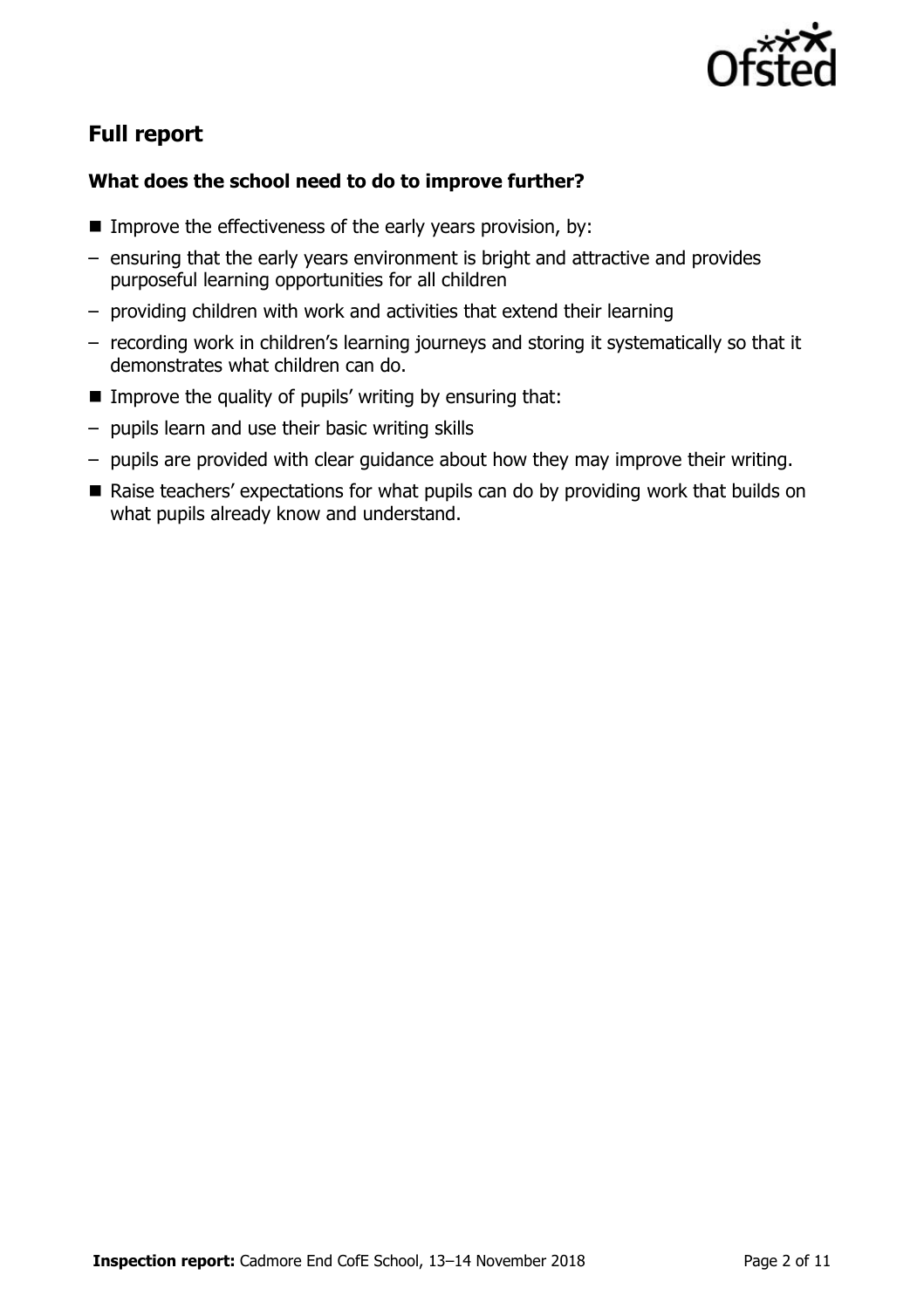## Full report

### What does the school need to do to improve further?

- Improve the effectiveness of the early years provision, by:
  - ensuring that the early years environment is bright and attractive and provides purposeful learning opportunities for all children
  - providing children with work and activities that extend their learning
  - recording work in children's learning journeys and storing it systematically so that it demonstrates what children can do.
- Improve the quality of pupils' writing by ensuring that:
  - pupils learn and use their basic writing skills
  - pupils are provided with clear guidance about how they may improve their writing.
- Raise teachers' expectations for what pupils can do by providing work that builds on what pupils already know and understand.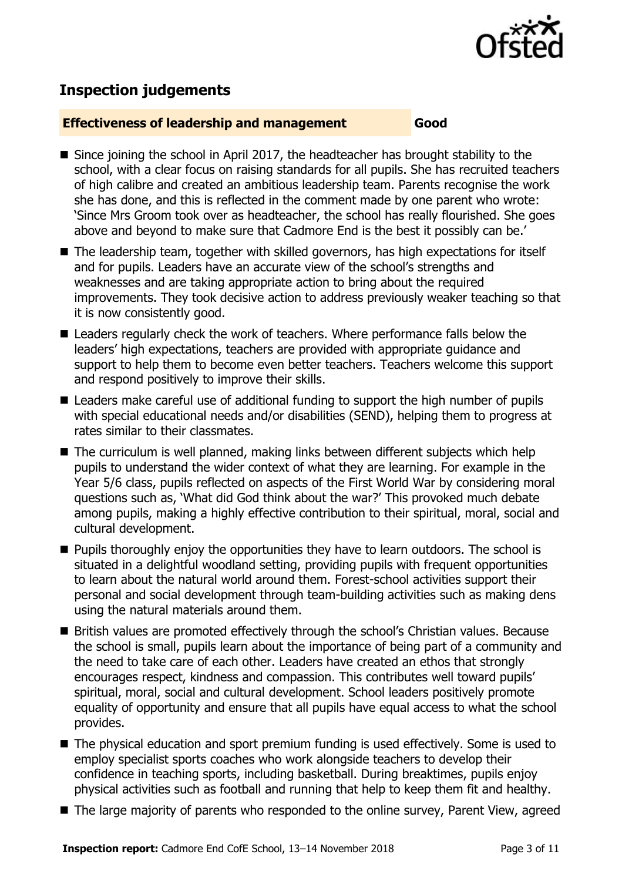## Inspection judgements

**Effectiveness of leadership and management** **Good**

- Since joining the school in April 2017, the headteacher has brought stability to the school, with a clear focus on raising standards for all pupils. She has recruited teachers of high calibre and created an ambitious leadership team. Parents recognise the work she has done, and this is reflected in the comment made by one parent who wrote: 'Since Mrs Groom took over as headteacher, the school has really flourished. She goes above and beyond to make sure that Cadmore End is the best it possibly can be.'
- The leadership team, together with skilled governors, has high expectations for itself and for pupils. Leaders have an accurate view of the school's strengths and weaknesses and are taking appropriate action to bring about the required improvements. They took decisive action to address previously weaker teaching so that it is now consistently good.
- Leaders regularly check the work of teachers. Where performance falls below the leaders' high expectations, teachers are provided with appropriate guidance and support to help them to become even better teachers. Teachers welcome this support and respond positively to improve their skills.
- Leaders make careful use of additional funding to support the high number of pupils with special educational needs and/or disabilities (SEND), helping them to progress at rates similar to their classmates.
- The curriculum is well planned, making links between different subjects which help pupils to understand the wider context of what they are learning. For example in the Year 5/6 class, pupils reflected on aspects of the First World War by considering moral questions such as, 'What did God think about the war?' This provoked much debate among pupils, making a highly effective contribution to their spiritual, moral, social and cultural development.
- Pupils thoroughly enjoy the opportunities they have to learn outdoors. The school is situated in a delightful woodland setting, providing pupils with frequent opportunities to learn about the natural world around them. Forest-school activities support their personal and social development through team-building activities such as making dens using the natural materials around them.
- British values are promoted effectively through the school's Christian values. Because the school is small, pupils learn about the importance of being part of a community and the need to take care of each other. Leaders have created an ethos that strongly encourages respect, kindness and compassion. This contributes well toward pupils' spiritual, moral, social and cultural development. School leaders positively promote equality of opportunity and ensure that all pupils have equal access to what the school provides.
- The physical education and sport premium funding is used effectively. Some is used to employ specialist sports coaches who work alongside teachers to develop their confidence in teaching sports, including basketball. During breaktimes, pupils enjoy physical activities such as football and running that help to keep them fit and healthy.
- The large majority of parents who responded to the online survey, Parent View, agreed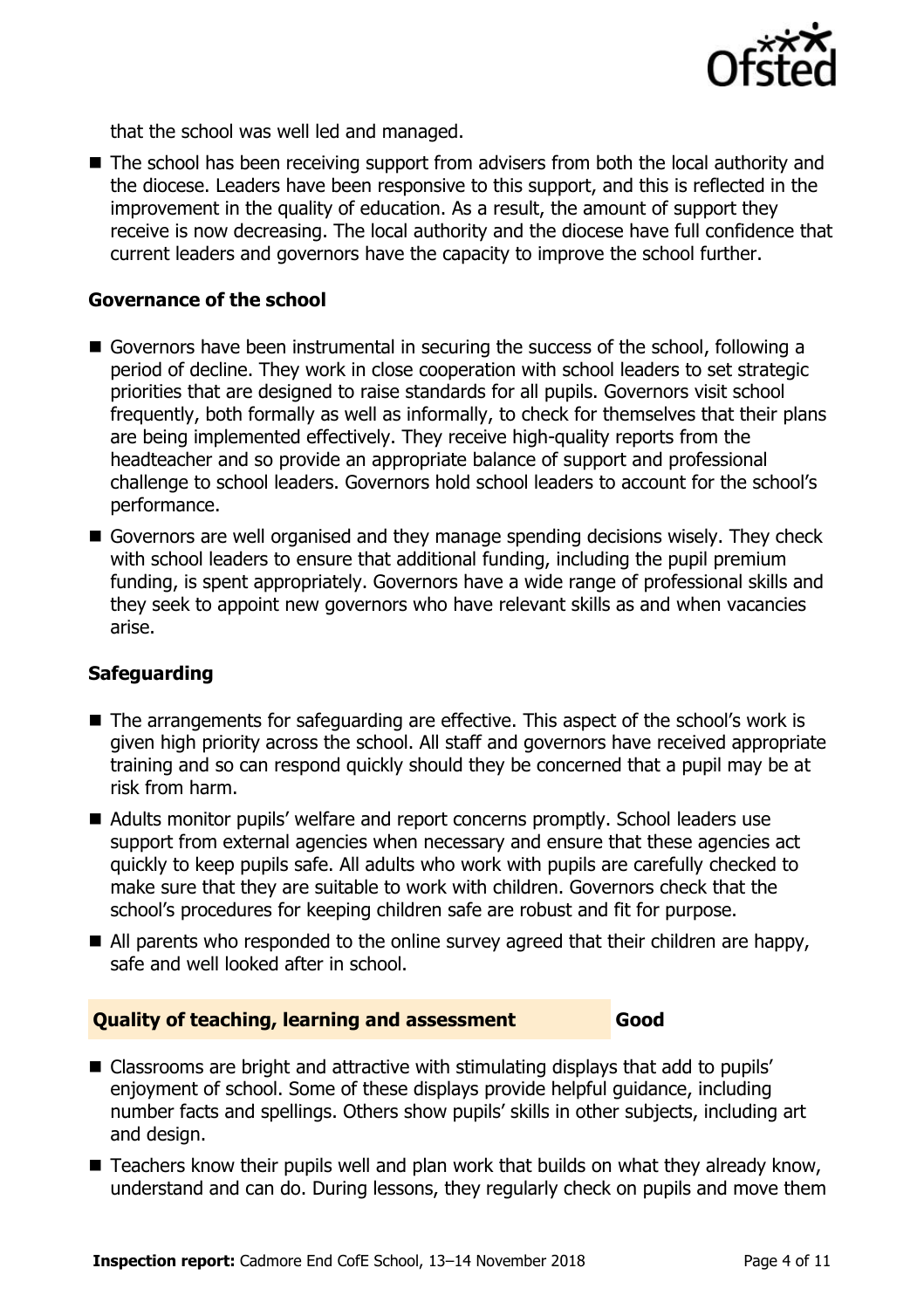that the school was well led and managed.

- The school has been receiving support from advisers from both the local authority and the diocese. Leaders have been responsive to this support, and this is reflected in the improvement in the quality of education. As a result, the amount of support they receive is now decreasing. The local authority and the diocese have full confidence that current leaders and governors have the capacity to improve the school further.

### Governance of the school

- Governors have been instrumental in securing the success of the school, following a period of decline. They work in close cooperation with school leaders to set strategic priorities that are designed to raise standards for all pupils. Governors visit school frequently, both formally as well as informally, to check for themselves that their plans are being implemented effectively. They receive high-quality reports from the headteacher and so provide an appropriate balance of support and professional challenge to school leaders. Governors hold school leaders to account for the school's performance.
- Governors are well organised and they manage spending decisions wisely. They check with school leaders to ensure that additional funding, including the pupil premium funding, is spent appropriately. Governors have a wide range of professional skills and they seek to appoint new governors who have relevant skills as and when vacancies arise.

### Safeguarding

- The arrangements for safeguarding are effective. This aspect of the school's work is given high priority across the school. All staff and governors have received appropriate training and so can respond quickly should they be concerned that a pupil may be at risk from harm.
- Adults monitor pupils' welfare and report concerns promptly. School leaders use support from external agencies when necessary and ensure that these agencies act quickly to keep pupils safe. All adults who work with pupils are carefully checked to make sure that they are suitable to work with children. Governors check that the school's procedures for keeping children safe are robust and fit for purpose.
- All parents who responded to the online survey agreed that their children are happy, safe and well looked after in school.

## Quality of teaching, learning and assessment — Good

- Classrooms are bright and attractive with stimulating displays that add to pupils' enjoyment of school. Some of these displays provide helpful guidance, including number facts and spellings. Others show pupils' skills in other subjects, including art and design.
- Teachers know their pupils well and plan work that builds on what they already know, understand and can do. During lessons, they regularly check on pupils and move them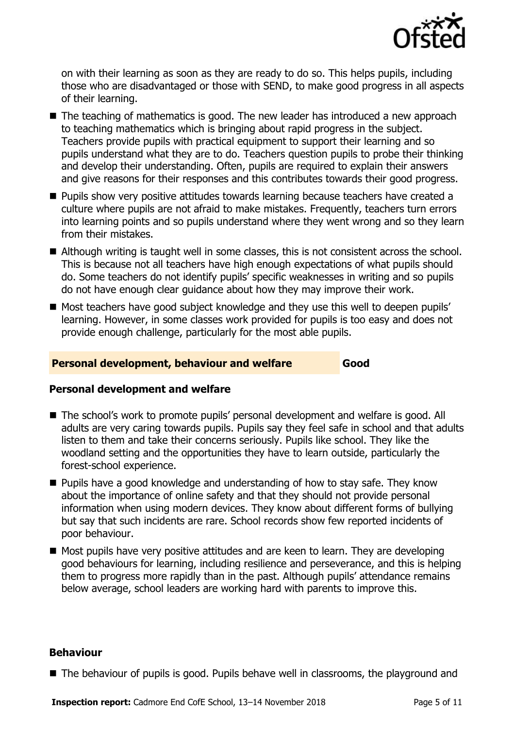on with their learning as soon as they are ready to do so. This helps pupils, including those who are disadvantaged or those with SEND, to make good progress in all aspects of their learning.

- The teaching of mathematics is good. The new leader has introduced a new approach to teaching mathematics which is bringing about rapid progress in the subject. Teachers provide pupils with practical equipment to support their learning and so pupils understand what they are to do. Teachers question pupils to probe their thinking and develop their understanding. Often, pupils are required to explain their answers and give reasons for their responses and this contributes towards their good progress.
- Pupils show very positive attitudes towards learning because teachers have created a culture where pupils are not afraid to make mistakes. Frequently, teachers turn errors into learning points and so pupils understand where they went wrong and so they learn from their mistakes.
- Although writing is taught well in some classes, this is not consistent across the school. This is because not all teachers have high enough expectations of what pupils should do. Some teachers do not identify pupils' specific weaknesses in writing and so pupils do not have enough clear guidance about how they may improve their work.
- Most teachers have good subject knowledge and they use this well to deepen pupils' learning. However, in some classes work provided for pupils is too easy and does not provide enough challenge, particularly for the most able pupils.

## Personal development, behaviour and welfare — Good

### Personal development and welfare

- The school's work to promote pupils' personal development and welfare is good. All adults are very caring towards pupils. Pupils say they feel safe in school and that adults listen to them and take their concerns seriously. Pupils like school. They like the woodland setting and the opportunities they have to learn outside, particularly the forest-school experience.
- Pupils have a good knowledge and understanding of how to stay safe. They know about the importance of online safety and that they should not provide personal information when using modern devices. They know about different forms of bullying but say that such incidents are rare. School records show few reported incidents of poor behaviour.
- Most pupils have very positive attitudes and are keen to learn. They are developing good behaviours for learning, including resilience and perseverance, and this is helping them to progress more rapidly than in the past. Although pupils' attendance remains below average, school leaders are working hard with parents to improve this.

### Behaviour

- The behaviour of pupils is good. Pupils behave well in classrooms, the playground and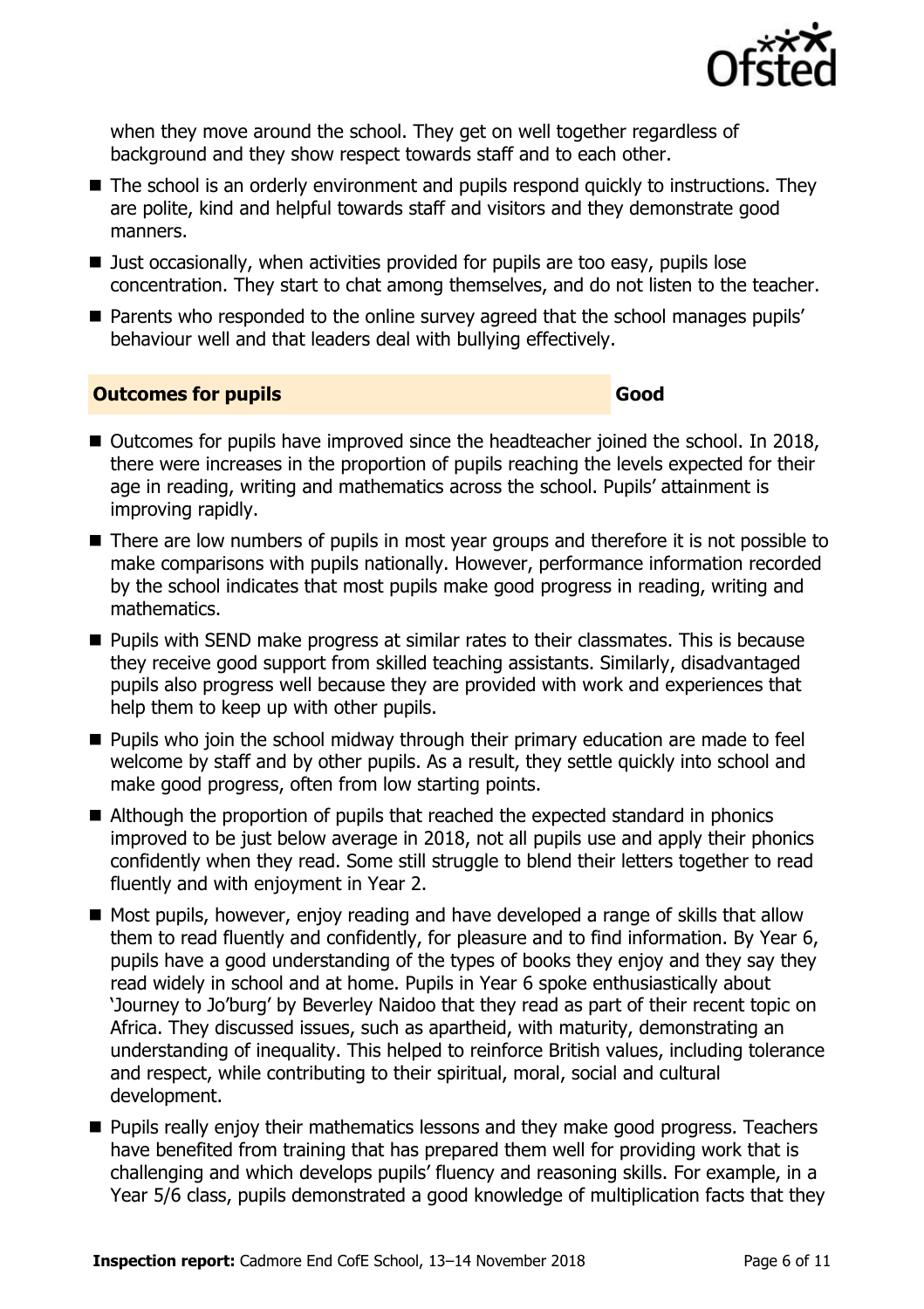when they move around the school. They get on well together regardless of background and they show respect towards staff and to each other.

- The school is an orderly environment and pupils respond quickly to instructions. They are polite, kind and helpful towards staff and visitors and they demonstrate good manners.
- Just occasionally, when activities provided for pupils are too easy, pupils lose concentration. They start to chat among themselves, and do not listen to the teacher.
- Parents who responded to the online survey agreed that the school manages pupils' behaviour well and that leaders deal with bullying effectively.

## Outcomes for pupils — Good

- Outcomes for pupils have improved since the headteacher joined the school. In 2018, there were increases in the proportion of pupils reaching the levels expected for their age in reading, writing and mathematics across the school. Pupils' attainment is improving rapidly.
- There are low numbers of pupils in most year groups and therefore it is not possible to make comparisons with pupils nationally. However, performance information recorded by the school indicates that most pupils make good progress in reading, writing and mathematics.
- Pupils with SEND make progress at similar rates to their classmates. This is because they receive good support from skilled teaching assistants. Similarly, disadvantaged pupils also progress well because they are provided with work and experiences that help them to keep up with other pupils.
- Pupils who join the school midway through their primary education are made to feel welcome by staff and by other pupils. As a result, they settle quickly into school and make good progress, often from low starting points.
- Although the proportion of pupils that reached the expected standard in phonics improved to be just below average in 2018, not all pupils use and apply their phonics confidently when they read. Some still struggle to blend their letters together to read fluently and with enjoyment in Year 2.
- Most pupils, however, enjoy reading and have developed a range of skills that allow them to read fluently and confidently, for pleasure and to find information. By Year 6, pupils have a good understanding of the types of books they enjoy and they say they read widely in school and at home. Pupils in Year 6 spoke enthusiastically about 'Journey to Jo'burg' by Beverley Naidoo that they read as part of their recent topic on Africa. They discussed issues, such as apartheid, with maturity, demonstrating an understanding of inequality. This helped to reinforce British values, including tolerance and respect, while contributing to their spiritual, moral, social and cultural development.
- Pupils really enjoy their mathematics lessons and they make good progress. Teachers have benefited from training that has prepared them well for providing work that is challenging and which develops pupils' fluency and reasoning skills. For example, in a Year 5/6 class, pupils demonstrated a good knowledge of multiplication facts that they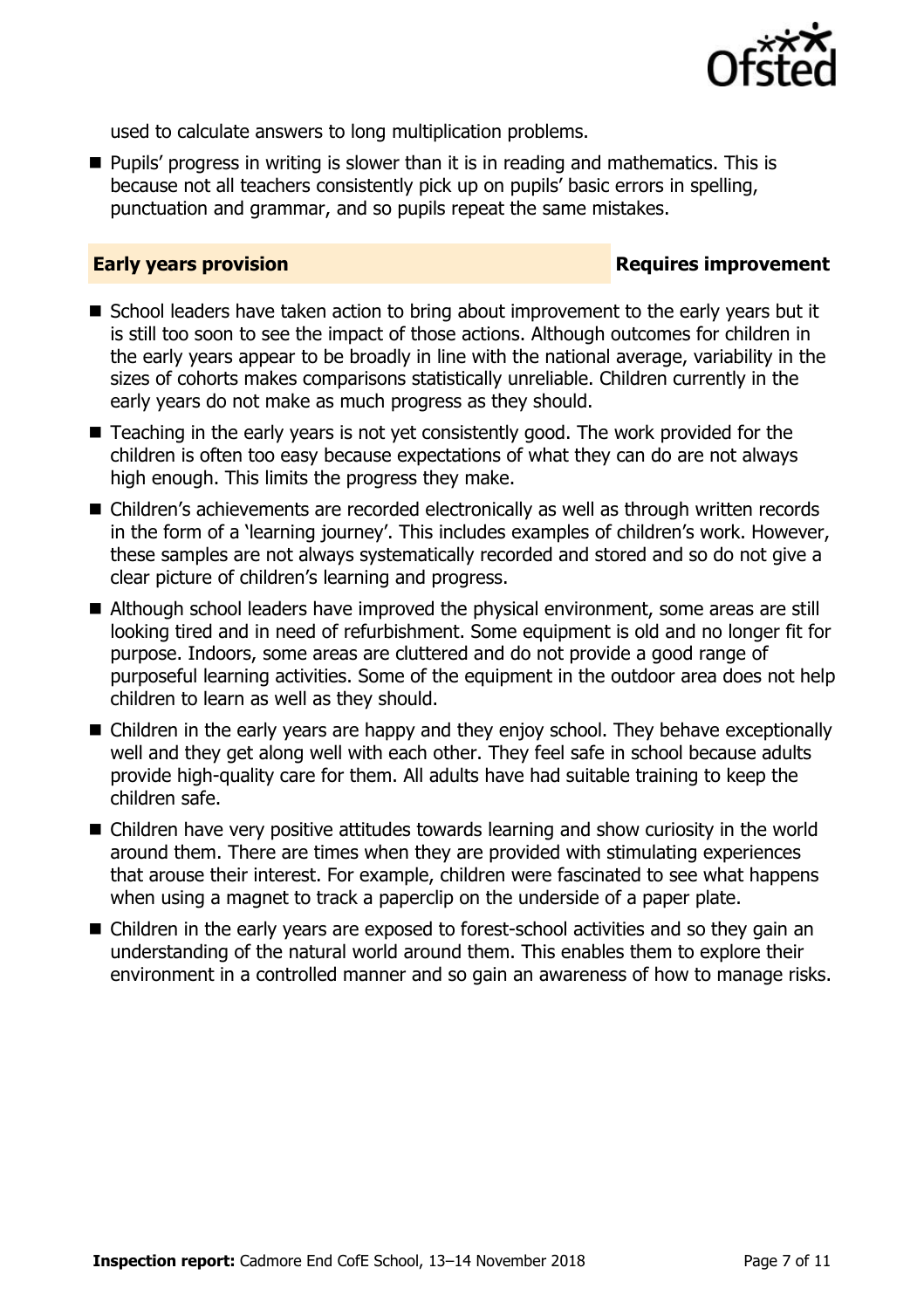used to calculate answers to long multiplication problems.

- Pupils' progress in writing is slower than it is in reading and mathematics. This is because not all teachers consistently pick up on pupils' basic errors in spelling, punctuation and grammar, and so pupils repeat the same mistakes.

## Early years provision — Requires improvement

- School leaders have taken action to bring about improvement to the early years but it is still too soon to see the impact of those actions. Although outcomes for children in the early years appear to be broadly in line with the national average, variability in the sizes of cohorts makes comparisons statistically unreliable. Children currently in the early years do not make as much progress as they should.
- Teaching in the early years is not yet consistently good. The work provided for the children is often too easy because expectations of what they can do are not always high enough. This limits the progress they make.
- Children's achievements are recorded electronically as well as through written records in the form of a 'learning journey'. This includes examples of children's work. However, these samples are not always systematically recorded and stored and so do not give a clear picture of children's learning and progress.
- Although school leaders have improved the physical environment, some areas are still looking tired and in need of refurbishment. Some equipment is old and no longer fit for purpose. Indoors, some areas are cluttered and do not provide a good range of purposeful learning activities. Some of the equipment in the outdoor area does not help children to learn as well as they should.
- Children in the early years are happy and they enjoy school. They behave exceptionally well and they get along well with each other. They feel safe in school because adults provide high-quality care for them. All adults have had suitable training to keep the children safe.
- Children have very positive attitudes towards learning and show curiosity in the world around them. There are times when they are provided with stimulating experiences that arouse their interest. For example, children were fascinated to see what happens when using a magnet to track a paperclip on the underside of a paper plate.
- Children in the early years are exposed to forest-school activities and so they gain an understanding of the natural world around them. This enables them to explore their environment in a controlled manner and so gain an awareness of how to manage risks.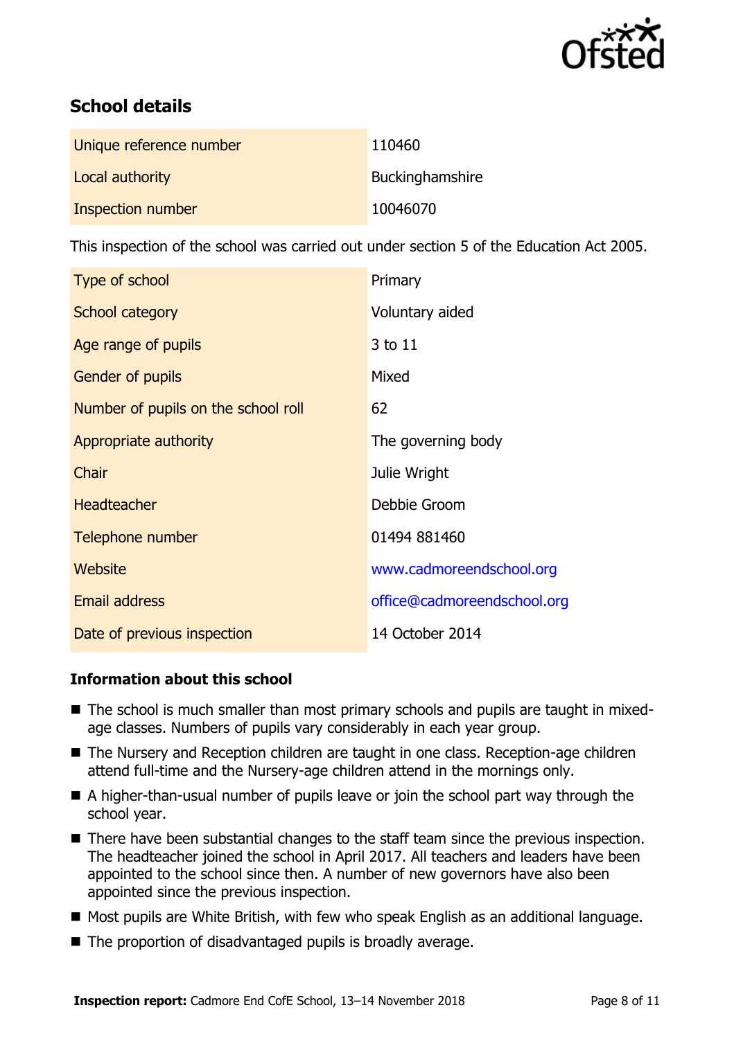## School details

| | |
|---|---|
| Unique reference number | 110460 |
| Local authority | Buckinghamshire |
| Inspection number | 10046070 |

This inspection of the school was carried out under section 5 of the Education Act 2005.

| | |
|---|---|
| Type of school | Primary |
| School category | Voluntary aided |
| Age range of pupils | 3 to 11 |
| Gender of pupils | Mixed |
| Number of pupils on the school roll | 62 |
| Appropriate authority | The governing body |
| Chair | Julie Wright |
| Headteacher | Debbie Groom |
| Telephone number | 01494 881460 |
| Website | www.cadmoreendschool.org |
| Email address | office@cadmoreendschool.org |
| Date of previous inspection | 14 October 2014 |

### Information about this school

- The school is much smaller than most primary schools and pupils are taught in mixed-age classes. Numbers of pupils vary considerably in each year group.
- The Nursery and Reception children are taught in one class. Reception-age children attend full-time and the Nursery-age children attend in the mornings only.
- A higher-than-usual number of pupils leave or join the school part way through the school year.
- There have been substantial changes to the staff team since the previous inspection. The headteacher joined the school in April 2017. All teachers and leaders have been appointed to the school since then. A number of new governors have also been appointed since the previous inspection.
- Most pupils are White British, with few who speak English as an additional language.
- The proportion of disadvantaged pupils is broadly average.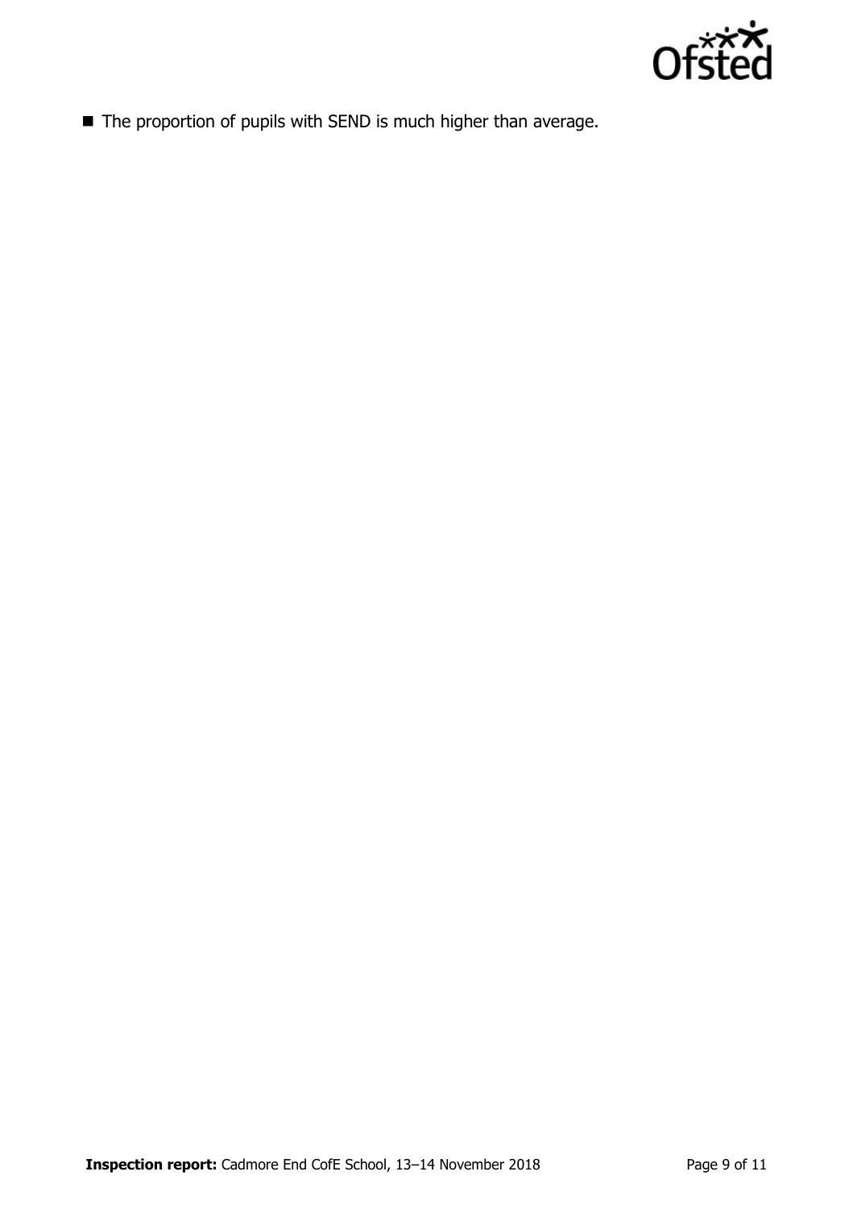- The proportion of pupils with SEND is much higher than average.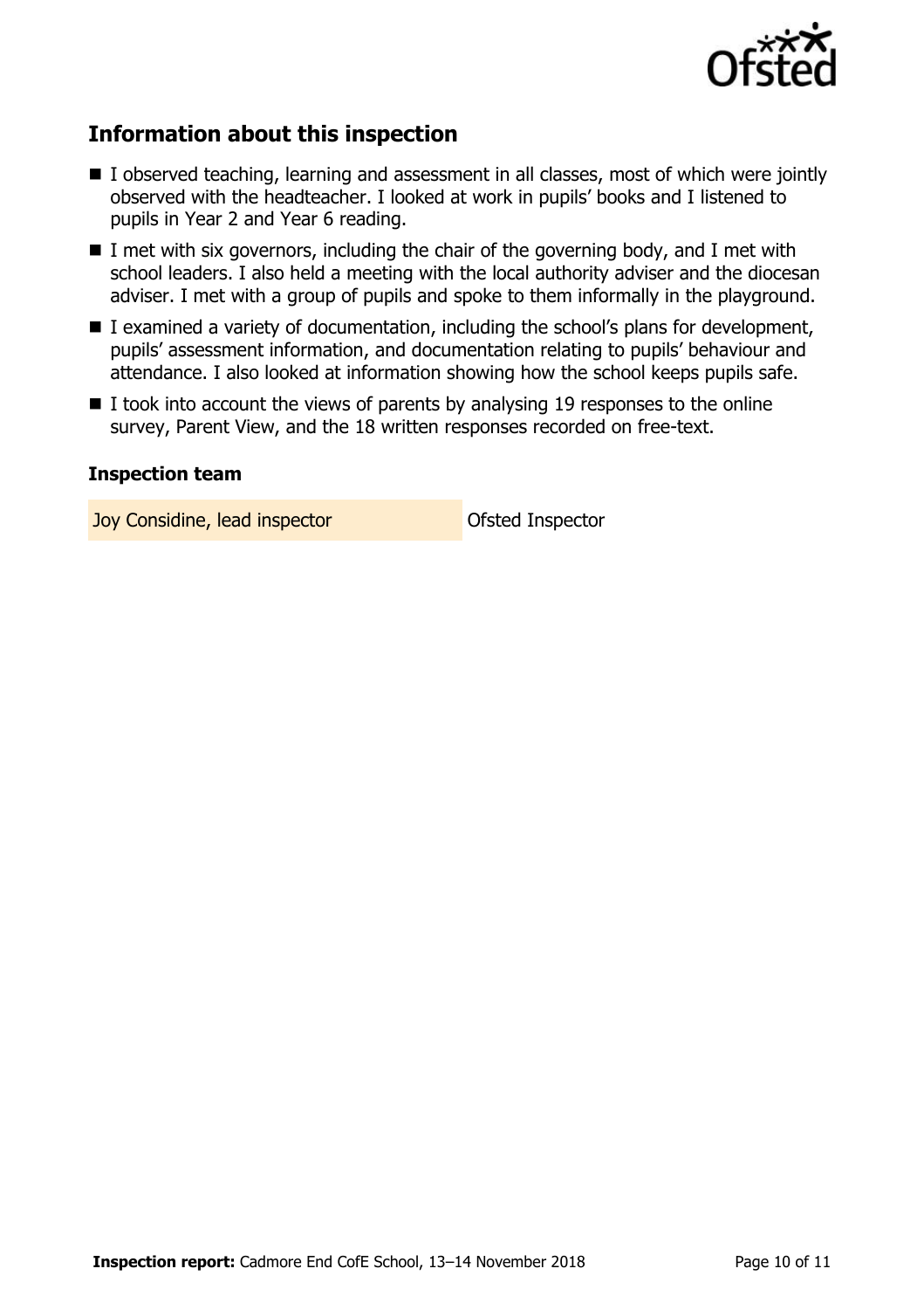## Information about this inspection

- I observed teaching, learning and assessment in all classes, most of which were jointly observed with the headteacher. I looked at work in pupils' books and I listened to pupils in Year 2 and Year 6 reading.
- I met with six governors, including the chair of the governing body, and I met with school leaders. I also held a meeting with the local authority adviser and the diocesan adviser. I met with a group of pupils and spoke to them informally in the playground.
- I examined a variety of documentation, including the school's plans for development, pupils' assessment information, and documentation relating to pupils' behaviour and attendance. I also looked at information showing how the school keeps pupils safe.
- I took into account the views of parents by analysing 19 responses to the online survey, Parent View, and the 18 written responses recorded on free-text.

### Inspection team

| | |
|---|---|
| Joy Considine, lead inspector | Ofsted Inspector |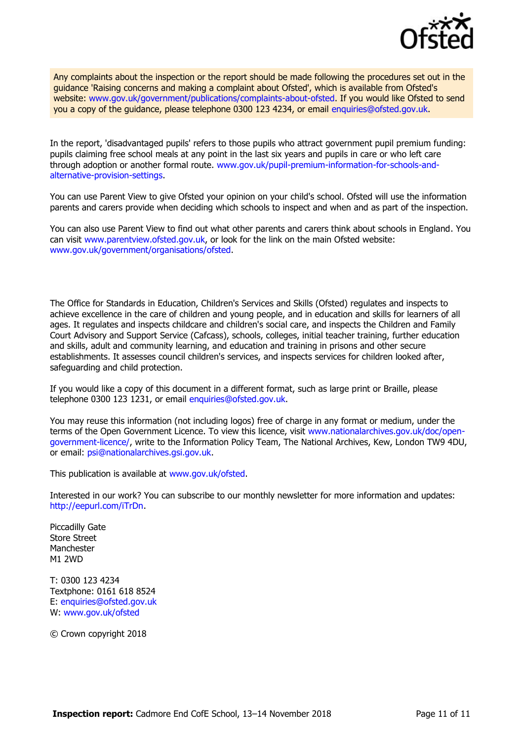Any complaints about the inspection or the report should be made following the procedures set out in the guidance 'Raising concerns and making a complaint about Ofsted', which is available from Ofsted's website: www.gov.uk/government/publications/complaints-about-ofsted. If you would like Ofsted to send you a copy of the guidance, please telephone 0300 123 4234, or email enquiries@ofsted.gov.uk.

In the report, 'disadvantaged pupils' refers to those pupils who attract government pupil premium funding: pupils claiming free school meals at any point in the last six years and pupils in care or who left care through adoption or another formal route. www.gov.uk/pupil-premium-information-for-schools-and-alternative-provision-settings.

You can use Parent View to give Ofsted your opinion on your child's school. Ofsted will use the information parents and carers provide when deciding which schools to inspect and when and as part of the inspection.

You can also use Parent View to find out what other parents and carers think about schools in England. You can visit www.parentview.ofsted.gov.uk, or look for the link on the main Ofsted website: www.gov.uk/government/organisations/ofsted.

The Office for Standards in Education, Children's Services and Skills (Ofsted) regulates and inspects to achieve excellence in the care of children and young people, and in education and skills for learners of all ages. It regulates and inspects childcare and children's social care, and inspects the Children and Family Court Advisory and Support Service (Cafcass), schools, colleges, initial teacher training, further education and skills, adult and community learning, and education and training in prisons and other secure establishments. It assesses council children's services, and inspects services for children looked after, safeguarding and child protection.

If you would like a copy of this document in a different format, such as large print or Braille, please telephone 0300 123 1231, or email enquiries@ofsted.gov.uk.

You may reuse this information (not including logos) free of charge in any format or medium, under the terms of the Open Government Licence. To view this licence, visit www.nationalarchives.gov.uk/doc/open-government-licence/, write to the Information Policy Team, The National Archives, Kew, London TW9 4DU, or email: psi@nationalarchives.gsi.gov.uk.

This publication is available at www.gov.uk/ofsted.

Interested in our work? You can subscribe to our monthly newsletter for more information and updates: http://eepurl.com/iTrDn.

Piccadilly Gate
Store Street
Manchester
M1 2WD

T: 0300 123 4234
Textphone: 0161 618 8524
E: enquiries@ofsted.gov.uk
W: www.gov.uk/ofsted

© Crown copyright 2018